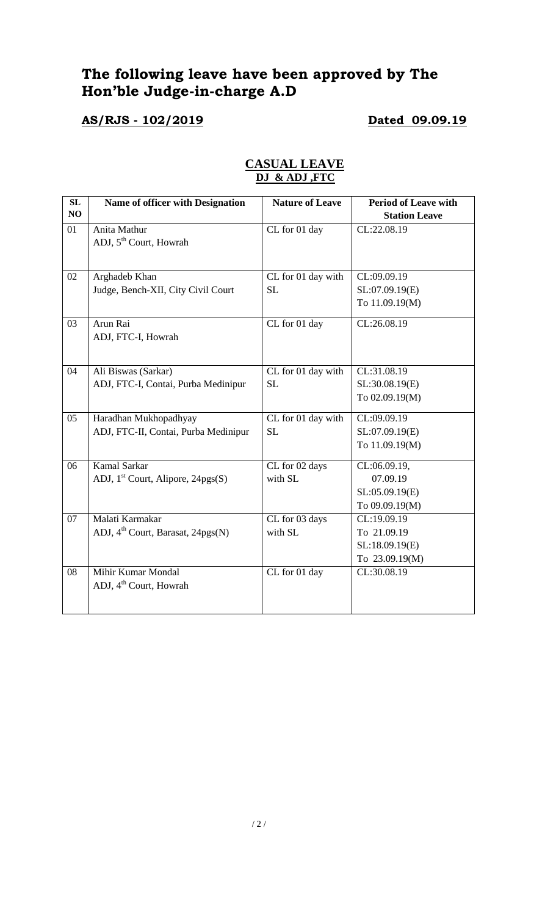# The following leave have been approved by The Hon'ble Judge-in-charge A.D

**AS/RJS - 102/2019** **Dated 09.09.19**

## CASUAL LEAVE
### DJ & ADJ ,FTC

| SL NO | Name of officer with Designation | Nature of Leave | Period of Leave with Station Leave |
|---|---|---|---|
| 01 | Anita Mathur<br>ADJ, 5th Court, Howrah | CL for 01 day | CL:22.08.19 |
| 02 | Arghadeb Khan<br>Judge, Bench-XII, City Civil Court | CL for 01 day with SL | CL:09.09.19<br>SL:07.09.19(E)<br>To 11.09.19(M) |
| 03 | Arun Rai<br>ADJ, FTC-I, Howrah | CL for 01 day | CL:26.08.19 |
| 04 | Ali Biswas (Sarkar)<br>ADJ, FTC-I, Contai, Purba Medinipur | CL for 01 day with SL | CL:31.08.19<br>SL:30.08.19(E)<br>To 02.09.19(M) |
| 05 | Haradhan Mukhopadhyay<br>ADJ, FTC-II, Contai, Purba Medinipur | CL for 01 day with SL | CL:09.09.19<br>SL:07.09.19(E)<br>To 11.09.19(M) |
| 06 | Kamal Sarkar<br>ADJ, 1st Court, Alipore, 24pgs(S) | CL for 02 days with SL | CL:06.09.19,<br>07.09.19<br>SL:05.09.19(E)<br>To 09.09.19(M) |
| 07 | Malati Karmakar<br>ADJ, 4th Court, Barasat, 24pgs(N) | CL for 03 days with SL | CL:19.09.19<br>To 21.09.19<br>SL:18.09.19(E)<br>To 23.09.19(M) |
| 08 | Mihir Kumar Mondal<br>ADJ, 4th Court, Howrah | CL for 01 day | CL:30.08.19 |

/ 2 /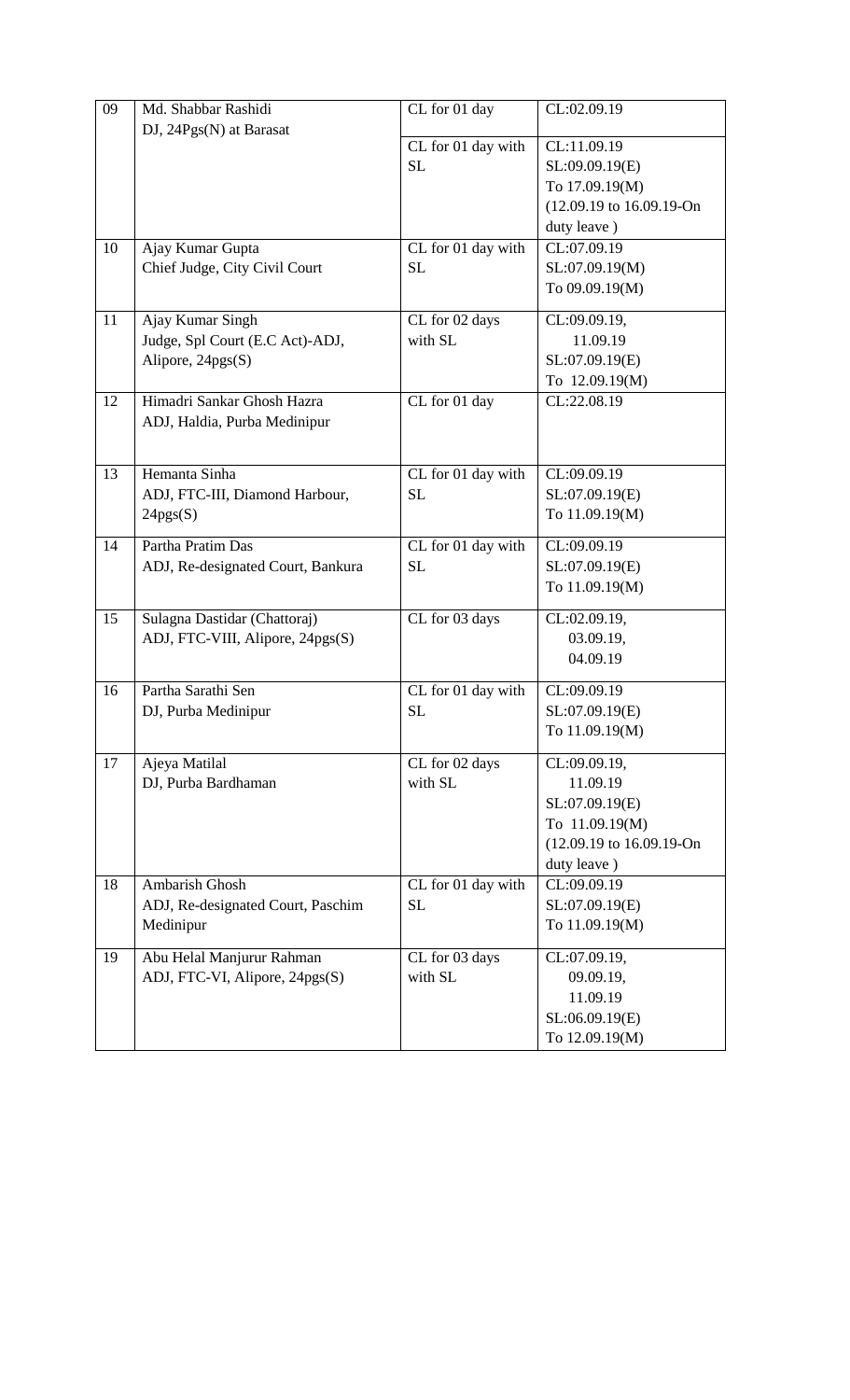| 09 | Md. Shabbar Rashidi<br>DJ, 24Pgs(N) at Barasat | CL for 01 day | CL:02.09.19 |
|---|---|---|---|
| | | CL for 01 day with SL | CL:11.09.19<br>SL:09.09.19(E)<br>To 17.09.19(M)<br>(12.09.19 to 16.09.19-On duty leave ) |
| 10 | Ajay Kumar Gupta<br>Chief Judge, City Civil Court | CL for 01 day with SL | CL:07.09.19<br>SL:07.09.19(M)<br>To 09.09.19(M) |
| 11 | Ajay Kumar Singh<br>Judge, Spl Court (E.C Act)-ADJ, Alipore, 24pgs(S) | CL for 02 days with SL | CL:09.09.19,<br>11.09.19<br>SL:07.09.19(E)<br>To 12.09.19(M) |
| 12 | Himadri Sankar Ghosh Hazra<br>ADJ, Haldia, Purba Medinipur | CL for 01 day | CL:22.08.19 |
| 13 | Hemanta Sinha<br>ADJ, FTC-III, Diamond Harbour, 24pgs(S) | CL for 01 day with SL | CL:09.09.19<br>SL:07.09.19(E)<br>To 11.09.19(M) |
| 14 | Partha Pratim Das<br>ADJ, Re-designated Court, Bankura | CL for 01 day with SL | CL:09.09.19<br>SL:07.09.19(E)<br>To 11.09.19(M) |
| 15 | Sulagna Dastidar (Chattoraj)<br>ADJ, FTC-VIII, Alipore, 24pgs(S) | CL for 03 days | CL:02.09.19,<br>03.09.19,<br>04.09.19 |
| 16 | Partha Sarathi Sen<br>DJ, Purba Medinipur | CL for 01 day with SL | CL:09.09.19<br>SL:07.09.19(E)<br>To 11.09.19(M) |
| 17 | Ajeya Matilal<br>DJ, Purba Bardhaman | CL for 02 days with SL | CL:09.09.19,<br>11.09.19<br>SL:07.09.19(E)<br>To 11.09.19(M)<br>(12.09.19 to 16.09.19-On duty leave ) |
| 18 | Ambarish Ghosh<br>ADJ, Re-designated Court, Paschim Medinipur | CL for 01 day with SL | CL:09.09.19<br>SL:07.09.19(E)<br>To 11.09.19(M) |
| 19 | Abu Helal Manjurur Rahman<br>ADJ, FTC-VI, Alipore, 24pgs(S) | CL for 03 days with SL | CL:07.09.19,<br>09.09.19,<br>11.09.19<br>SL:06.09.19(E)<br>To 12.09.19(M) |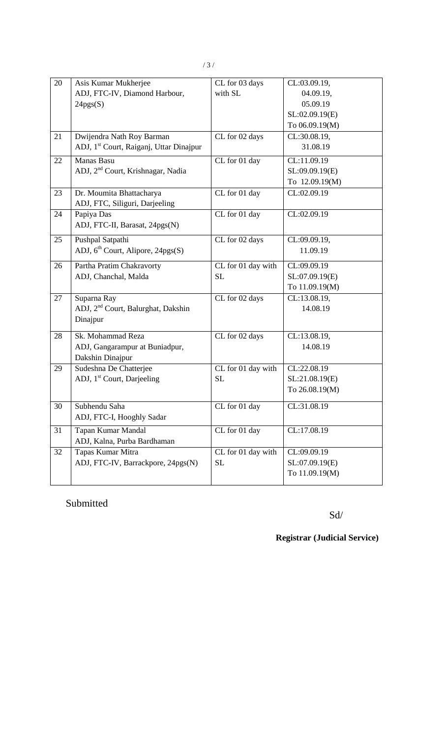| 20 | Asis Kumar Mukherjee<br>ADJ, FTC-IV, Diamond Harbour, 24pgs(S) | CL for 03 days with SL | CL:03.09.19,<br>04.09.19,<br>05.09.19<br>SL:02.09.19(E)<br>To 06.09.19(M) |
|---|---|---|---|
| 21 | Dwijendra Nath Roy Barman<br>ADJ, 1st Court, Raiganj, Uttar Dinajpur | CL for 02 days | CL:30.08.19,<br>31.08.19 |
| 22 | Manas Basu<br>ADJ, 2nd Court, Krishnagar, Nadia | CL for 01 day | CL:11.09.19<br>SL:09.09.19(E)<br>To 12.09.19(M) |
| 23 | Dr. Moumita Bhattacharya<br>ADJ, FTC, Siliguri, Darjeeling | CL for 01 day | CL:02.09.19 |
| 24 | Papiya Das<br>ADJ, FTC-II, Barasat, 24pgs(N) | CL for 01 day | CL:02.09.19 |
| 25 | Pushpal Satpathi<br>ADJ, 6th Court, Alipore, 24pgs(S) | CL for 02 days | CL:09.09.19,<br>11.09.19 |
| 26 | Partha Pratim Chakravorty<br>ADJ, Chanchal, Malda | CL for 01 day with SL | CL:09.09.19<br>SL:07.09.19(E)<br>To 11.09.19(M) |
| 27 | Suparna Ray<br>ADJ, 2nd Court, Balurghat, Dakshin Dinajpur | CL for 02 days | CL:13.08.19,<br>14.08.19 |
| 28 | Sk. Mohammad Reza<br>ADJ, Gangarampur at Buniadpur, Dakshin Dinajpur | CL for 02 days | CL:13.08.19,<br>14.08.19 |
| 29 | Sudeshna De Chatterjee<br>ADJ, 1st Court, Darjeeling | CL for 01 day with SL | CL:22.08.19<br>SL:21.08.19(E)<br>To 26.08.19(M) |
| 30 | Subhendu Saha<br>ADJ, FTC-I, Hooghly Sadar | CL for 01 day | CL:31.08.19 |
| 31 | Tapan Kumar Mandal<br>ADJ, Kalna, Purba Bardhaman | CL for 01 day | CL:17.08.19 |
| 32 | Tapas Kumar Mitra<br>ADJ, FTC-IV, Barrackpore, 24pgs(N) | CL for 01 day with SL | CL:09.09.19<br>SL:07.09.19(E)<br>To 11.09.19(M) |

Submitted

Sd/

**Registrar (Judicial Service)**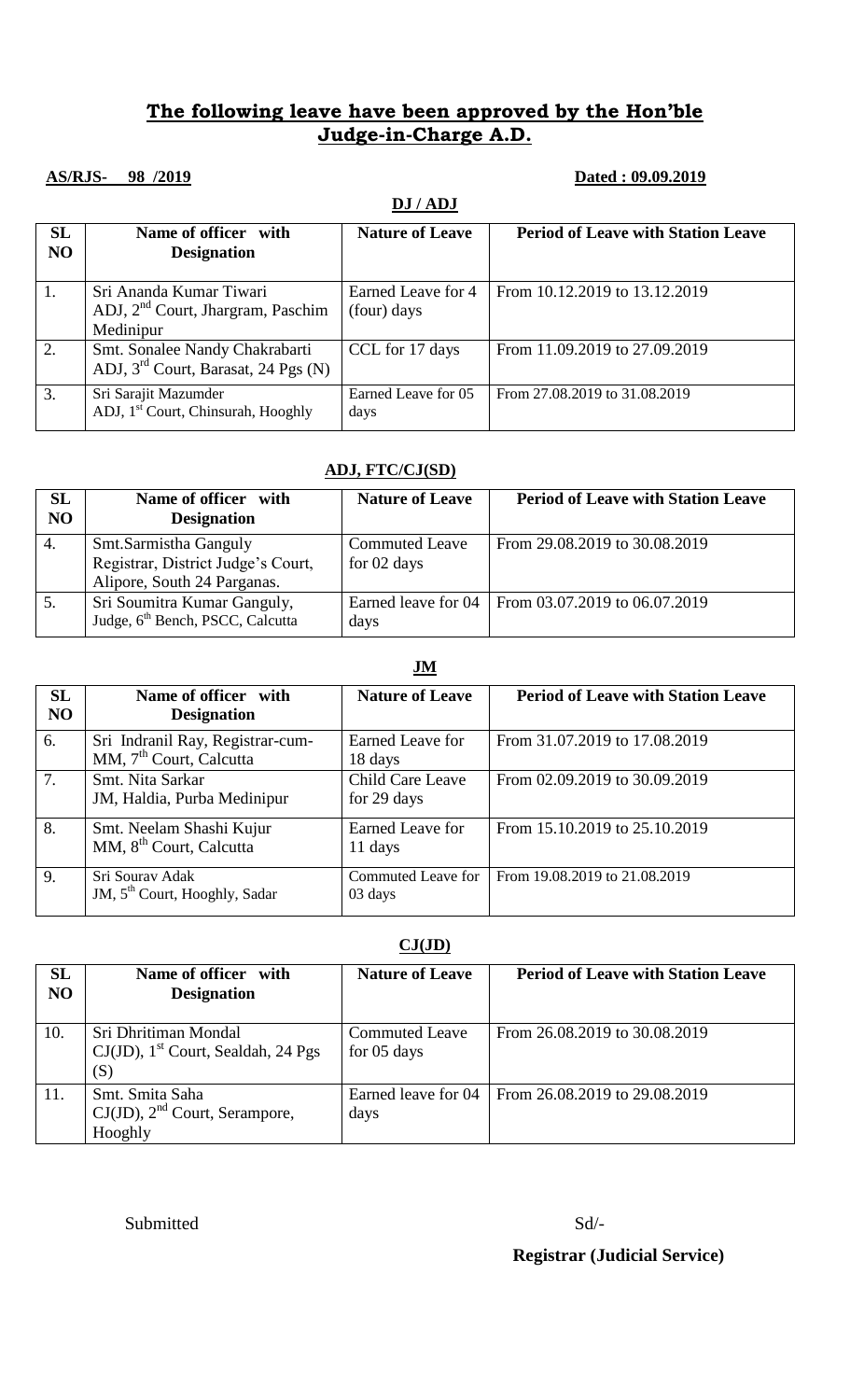# The following leave have been approved by the Hon'ble Judge-in-Charge A.D.

**AS/RJS- 98 /2019** **Dated : 09.09.2019**

**DJ / ADJ**

| SL NO | Name of officer with Designation | Nature of Leave | Period of Leave with Station Leave |
|---|---|---|---|
| 1. | Sri Ananda Kumar Tiwari ADJ, 2nd Court, Jhargram, Paschim Medinipur | Earned Leave for 4 (four) days | From 10.12.2019 to 13.12.2019 |
| 2. | Smt. Sonalee Nandy Chakrabarti ADJ, 3rd Court, Barasat, 24 Pgs (N) | CCL for 17 days | From 11.09.2019 to 27.09.2019 |
| 3. | Sri Sarajit Mazumder ADJ, 1st Court, Chinsurah, Hooghly | Earned Leave for 05 days | From 27.08.2019 to 31.08.2019 |

**ADJ, FTC/CJ(SD)**

| SL NO | Name of officer with Designation | Nature of Leave | Period of Leave with Station Leave |
|---|---|---|---|
| 4. | Smt.Sarmistha Ganguly Registrar, District Judge's Court, Alipore, South 24 Parganas. | Commuted Leave for 02 days | From 29.08.2019 to 30.08.2019 |
| 5. | Sri Soumitra Kumar Ganguly, Judge, 6th Bench, PSCC, Calcutta | Earned leave for 04 days | From 03.07.2019 to 06.07.2019 |

**JM**

| SL NO | Name of officer with Designation | Nature of Leave | Period of Leave with Station Leave |
|---|---|---|---|
| 6. | Sri Indranil Ray, Registrar-cum-MM, 7th Court, Calcutta | Earned Leave for 18 days | From 31.07.2019 to 17.08.2019 |
| 7. | Smt. Nita Sarkar JM, Haldia, Purba Medinipur | Child Care Leave for 29 days | From 02.09.2019 to 30.09.2019 |
| 8. | Smt. Neelam Shashi Kujur MM, 8th Court, Calcutta | Earned Leave for 11 days | From 15.10.2019 to 25.10.2019 |
| 9. | Sri Sourav Adak JM, 5th Court, Hooghly, Sadar | Commuted Leave for 03 days | From 19.08.2019 to 21.08.2019 |

**CJ(JD)**

| SL NO | Name of officer with Designation | Nature of Leave | Period of Leave with Station Leave |
|---|---|---|---|
| 10. | Sri Dhritiman Mondal CJ(JD), 1st Court, Sealdah, 24 Pgs (S) | Commuted Leave for 05 days | From 26.08.2019 to 30.08.2019 |
| 11. | Smt. Smita Saha CJ(JD), 2nd Court, Serampore, Hooghly | Earned leave for 04 days | From 26.08.2019 to 29.08.2019 |

Submitted Sd/-

**Registrar (Judicial Service)**